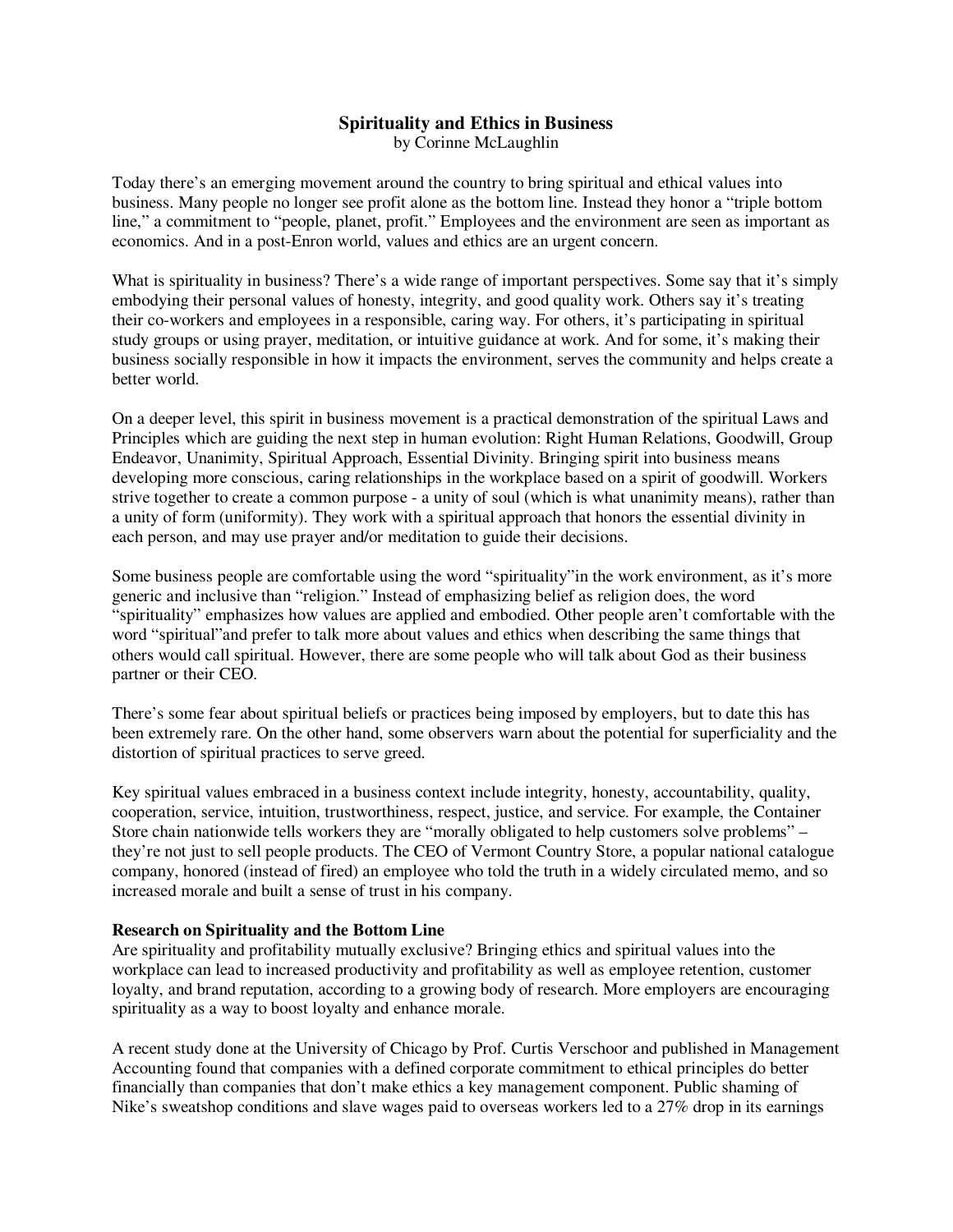# Spirituality and Ethics in Business

by Corinne McLaughlin

Today there's an emerging movement around the country to bring spiritual and ethical values into business. Many people no longer see profit alone as the bottom line. Instead they honor a "triple bottom line," a commitment to "people, planet, profit." Employees and the environment are seen as important as economics. And in a post-Enron world, values and ethics are an urgent concern.

What is spirituality in business? There's a wide range of important perspectives. Some say that it's simply embodying their personal values of honesty, integrity, and good quality work. Others say it's treating their co-workers and employees in a responsible, caring way. For others, it's participating in spiritual study groups or using prayer, meditation, or intuitive guidance at work. And for some, it's making their business socially responsible in how it impacts the environment, serves the community and helps create a better world.

On a deeper level, this spirit in business movement is a practical demonstration of the spiritual Laws and Principles which are guiding the next step in human evolution: Right Human Relations, Goodwill, Group Endeavor, Unanimity, Spiritual Approach, Essential Divinity. Bringing spirit into business means developing more conscious, caring relationships in the workplace based on a spirit of goodwill. Workers strive together to create a common purpose - a unity of soul (which is what unanimity means), rather than a unity of form (uniformity). They work with a spiritual approach that honors the essential divinity in each person, and may use prayer and/or meditation to guide their decisions.

Some business people are comfortable using the word "spirituality"in the work environment, as it's more generic and inclusive than "religion." Instead of emphasizing belief as religion does, the word "spirituality" emphasizes how values are applied and embodied. Other people aren't comfortable with the word "spiritual"and prefer to talk more about values and ethics when describing the same things that others would call spiritual. However, there are some people who will talk about God as their business partner or their CEO.

There's some fear about spiritual beliefs or practices being imposed by employers, but to date this has been extremely rare. On the other hand, some observers warn about the potential for superficiality and the distortion of spiritual practices to serve greed.

Key spiritual values embraced in a business context include integrity, honesty, accountability, quality, cooperation, service, intuition, trustworthiness, respect, justice, and service. For example, the Container Store chain nationwide tells workers they are "morally obligated to help customers solve problems" – they're not just to sell people products. The CEO of Vermont Country Store, a popular national catalogue company, honored (instead of fired) an employee who told the truth in a widely circulated memo, and so increased morale and built a sense of trust in his company.

**Research on Spirituality and the Bottom Line**

Are spirituality and profitability mutually exclusive? Bringing ethics and spiritual values into the workplace can lead to increased productivity and profitability as well as employee retention, customer loyalty, and brand reputation, according to a growing body of research. More employers are encouraging spirituality as a way to boost loyalty and enhance morale.

A recent study done at the University of Chicago by Prof. Curtis Verschoor and published in Management Accounting found that companies with a defined corporate commitment to ethical principles do better financially than companies that don't make ethics a key management component. Public shaming of Nike's sweatshop conditions and slave wages paid to overseas workers led to a 27% drop in its earnings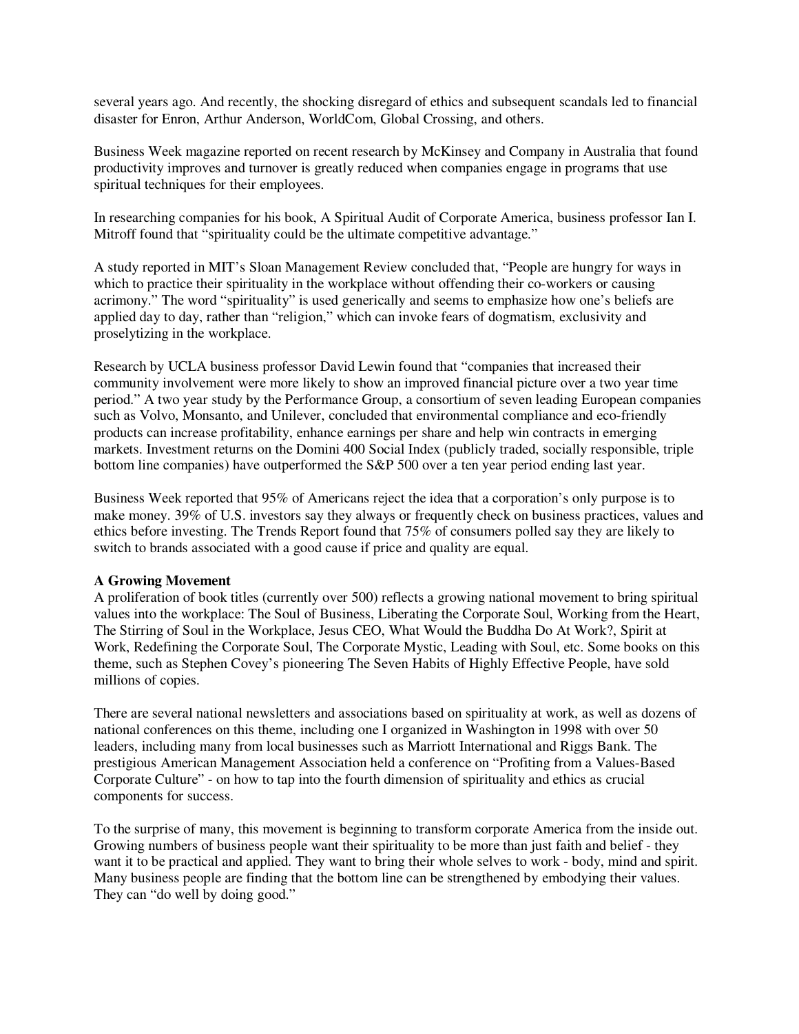several years ago. And recently, the shocking disregard of ethics and subsequent scandals led to financial disaster for Enron, Arthur Anderson, WorldCom, Global Crossing, and others.

Business Week magazine reported on recent research by McKinsey and Company in Australia that found productivity improves and turnover is greatly reduced when companies engage in programs that use spiritual techniques for their employees.

In researching companies for his book, A Spiritual Audit of Corporate America, business professor Ian I. Mitroff found that "spirituality could be the ultimate competitive advantage."

A study reported in MIT's Sloan Management Review concluded that, "People are hungry for ways in which to practice their spirituality in the workplace without offending their co-workers or causing acrimony." The word "spirituality" is used generically and seems to emphasize how one's beliefs are applied day to day, rather than "religion," which can invoke fears of dogmatism, exclusivity and proselytizing in the workplace.

Research by UCLA business professor David Lewin found that "companies that increased their community involvement were more likely to show an improved financial picture over a two year time period." A two year study by the Performance Group, a consortium of seven leading European companies such as Volvo, Monsanto, and Unilever, concluded that environmental compliance and eco-friendly products can increase profitability, enhance earnings per share and help win contracts in emerging markets. Investment returns on the Domini 400 Social Index (publicly traded, socially responsible, triple bottom line companies) have outperformed the S&P 500 over a ten year period ending last year.

Business Week reported that 95% of Americans reject the idea that a corporation's only purpose is to make money. 39% of U.S. investors say they always or frequently check on business practices, values and ethics before investing. The Trends Report found that 75% of consumers polled say they are likely to switch to brands associated with a good cause if price and quality are equal.

**A Growing Movement**

A proliferation of book titles (currently over 500) reflects a growing national movement to bring spiritual values into the workplace: The Soul of Business, Liberating the Corporate Soul, Working from the Heart, The Stirring of Soul in the Workplace, Jesus CEO, What Would the Buddha Do At Work?, Spirit at Work, Redefining the Corporate Soul, The Corporate Mystic, Leading with Soul, etc. Some books on this theme, such as Stephen Covey's pioneering The Seven Habits of Highly Effective People, have sold millions of copies.

There are several national newsletters and associations based on spirituality at work, as well as dozens of national conferences on this theme, including one I organized in Washington in 1998 with over 50 leaders, including many from local businesses such as Marriott International and Riggs Bank. The prestigious American Management Association held a conference on "Profiting from a Values-Based Corporate Culture" - on how to tap into the fourth dimension of spirituality and ethics as crucial components for success.

To the surprise of many, this movement is beginning to transform corporate America from the inside out. Growing numbers of business people want their spirituality to be more than just faith and belief - they want it to be practical and applied. They want to bring their whole selves to work - body, mind and spirit. Many business people are finding that the bottom line can be strengthened by embodying their values. They can "do well by doing good."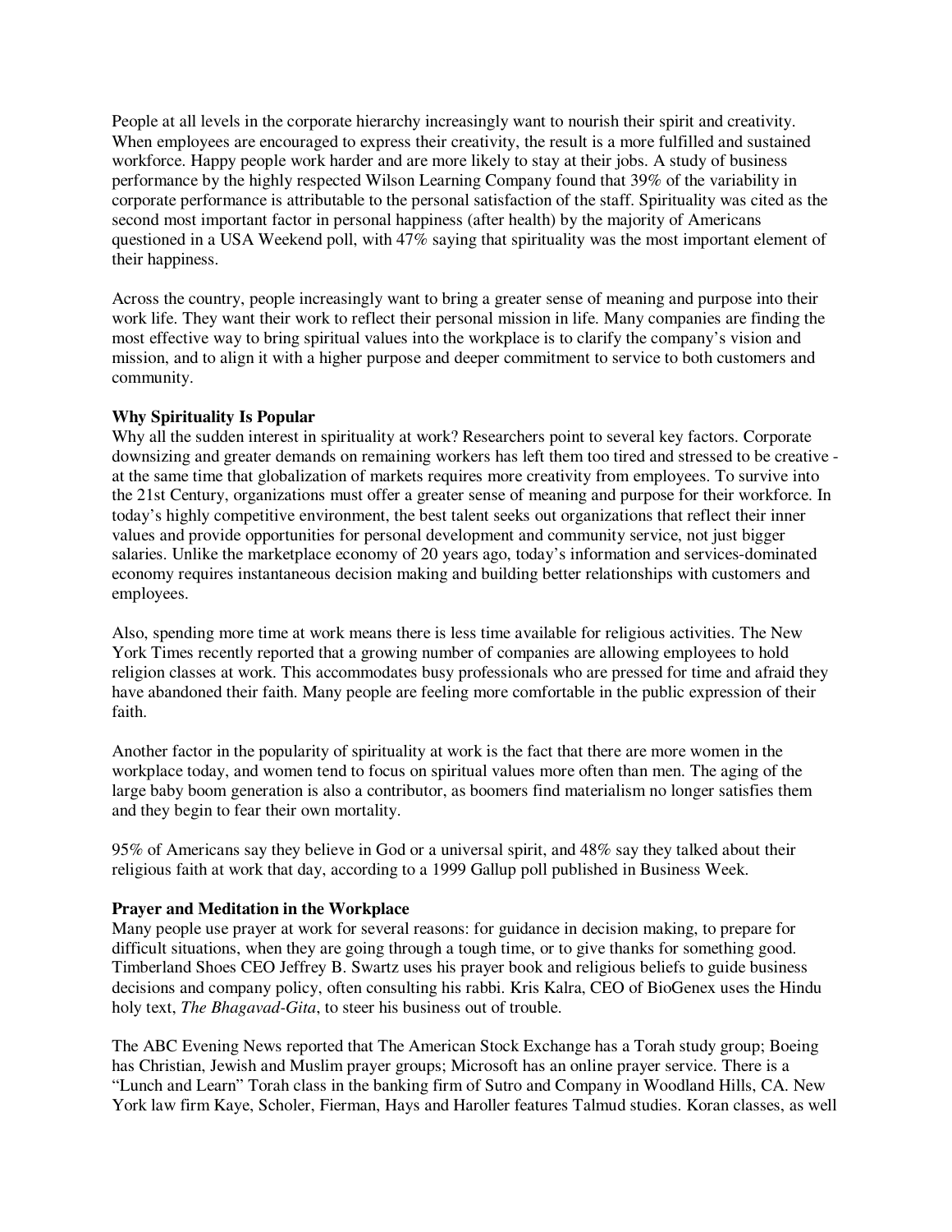People at all levels in the corporate hierarchy increasingly want to nourish their spirit and creativity. When employees are encouraged to express their creativity, the result is a more fulfilled and sustained workforce. Happy people work harder and are more likely to stay at their jobs. A study of business performance by the highly respected Wilson Learning Company found that 39% of the variability in corporate performance is attributable to the personal satisfaction of the staff. Spirituality was cited as the second most important factor in personal happiness (after health) by the majority of Americans questioned in a USA Weekend poll, with 47% saying that spirituality was the most important element of their happiness.

Across the country, people increasingly want to bring a greater sense of meaning and purpose into their work life. They want their work to reflect their personal mission in life. Many companies are finding the most effective way to bring spiritual values into the workplace is to clarify the company's vision and mission, and to align it with a higher purpose and deeper commitment to service to both customers and community.

**Why Spirituality Is Popular**

Why all the sudden interest in spirituality at work? Researchers point to several key factors. Corporate downsizing and greater demands on remaining workers has left them too tired and stressed to be creative - at the same time that globalization of markets requires more creativity from employees. To survive into the 21st Century, organizations must offer a greater sense of meaning and purpose for their workforce. In today's highly competitive environment, the best talent seeks out organizations that reflect their inner values and provide opportunities for personal development and community service, not just bigger salaries. Unlike the marketplace economy of 20 years ago, today's information and services-dominated economy requires instantaneous decision making and building better relationships with customers and employees.

Also, spending more time at work means there is less time available for religious activities. The New York Times recently reported that a growing number of companies are allowing employees to hold religion classes at work. This accommodates busy professionals who are pressed for time and afraid they have abandoned their faith. Many people are feeling more comfortable in the public expression of their faith.

Another factor in the popularity of spirituality at work is the fact that there are more women in the workplace today, and women tend to focus on spiritual values more often than men. The aging of the large baby boom generation is also a contributor, as boomers find materialism no longer satisfies them and they begin to fear their own mortality.

95% of Americans say they believe in God or a universal spirit, and 48% say they talked about their religious faith at work that day, according to a 1999 Gallup poll published in Business Week.

**Prayer and Meditation in the Workplace**

Many people use prayer at work for several reasons: for guidance in decision making, to prepare for difficult situations, when they are going through a tough time, or to give thanks for something good. Timberland Shoes CEO Jeffrey B. Swartz uses his prayer book and religious beliefs to guide business decisions and company policy, often consulting his rabbi. Kris Kalra, CEO of BioGenex uses the Hindu holy text, *The Bhagavad-Gita*, to steer his business out of trouble.

The ABC Evening News reported that The American Stock Exchange has a Torah study group; Boeing has Christian, Jewish and Muslim prayer groups; Microsoft has an online prayer service. There is a "Lunch and Learn" Torah class in the banking firm of Sutro and Company in Woodland Hills, CA. New York law firm Kaye, Scholer, Fierman, Hays and Haroller features Talmud studies. Koran classes, as well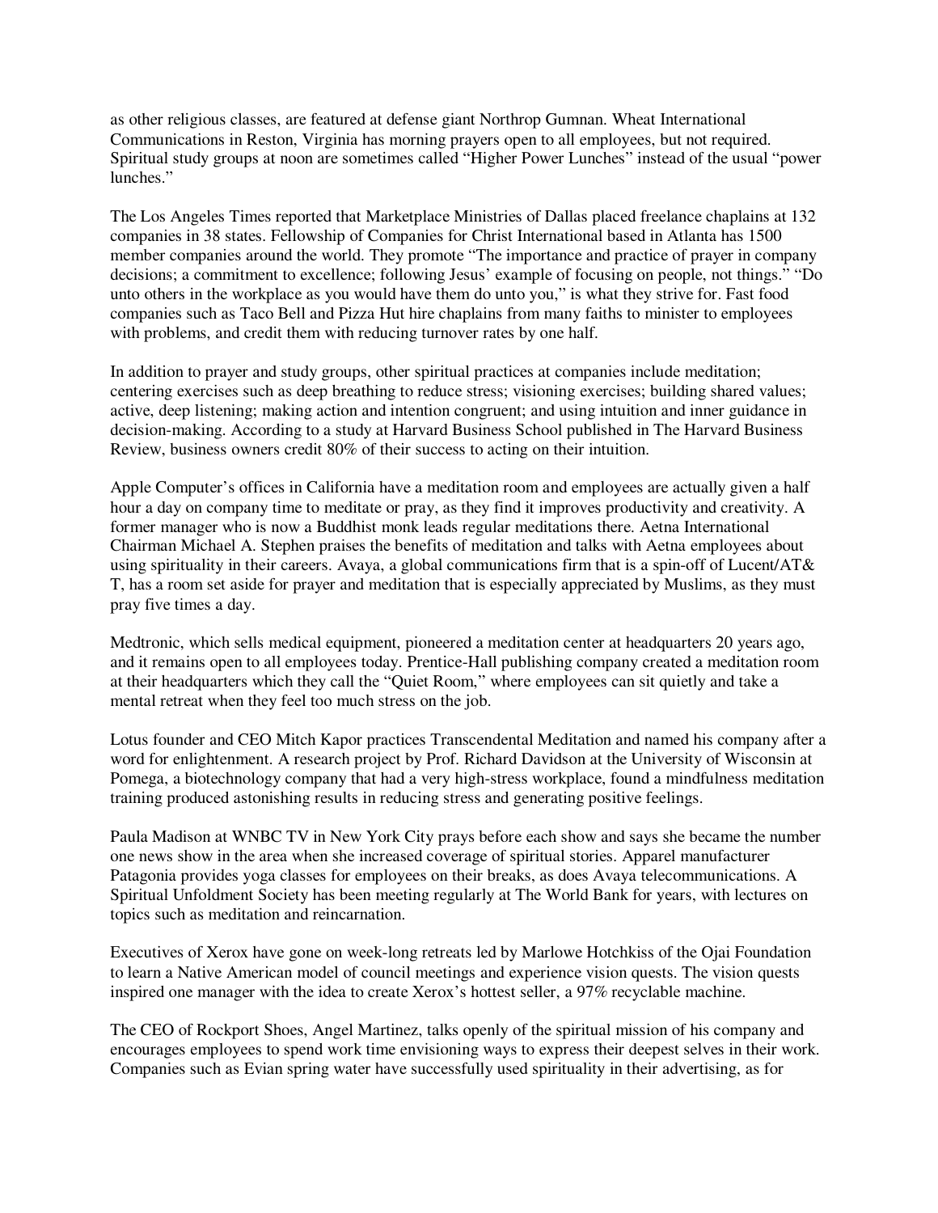as other religious classes, are featured at defense giant Northrop Gumnan. Wheat International Communications in Reston, Virginia has morning prayers open to all employees, but not required. Spiritual study groups at noon are sometimes called "Higher Power Lunches" instead of the usual "power lunches."

The Los Angeles Times reported that Marketplace Ministries of Dallas placed freelance chaplains at 132 companies in 38 states. Fellowship of Companies for Christ International based in Atlanta has 1500 member companies around the world. They promote "The importance and practice of prayer in company decisions; a commitment to excellence; following Jesus' example of focusing on people, not things." "Do unto others in the workplace as you would have them do unto you," is what they strive for. Fast food companies such as Taco Bell and Pizza Hut hire chaplains from many faiths to minister to employees with problems, and credit them with reducing turnover rates by one half.

In addition to prayer and study groups, other spiritual practices at companies include meditation; centering exercises such as deep breathing to reduce stress; visioning exercises; building shared values; active, deep listening; making action and intention congruent; and using intuition and inner guidance in decision-making. According to a study at Harvard Business School published in The Harvard Business Review, business owners credit 80% of their success to acting on their intuition.

Apple Computer's offices in California have a meditation room and employees are actually given a half hour a day on company time to meditate or pray, as they find it improves productivity and creativity. A former manager who is now a Buddhist monk leads regular meditations there. Aetna International Chairman Michael A. Stephen praises the benefits of meditation and talks with Aetna employees about using spirituality in their careers. Avaya, a global communications firm that is a spin-off of Lucent/AT&T, has a room set aside for prayer and meditation that is especially appreciated by Muslims, as they must pray five times a day.

Medtronic, which sells medical equipment, pioneered a meditation center at headquarters 20 years ago, and it remains open to all employees today. Prentice-Hall publishing company created a meditation room at their headquarters which they call the "Quiet Room," where employees can sit quietly and take a mental retreat when they feel too much stress on the job.

Lotus founder and CEO Mitch Kapor practices Transcendental Meditation and named his company after a word for enlightenment. A research project by Prof. Richard Davidson at the University of Wisconsin at Pomega, a biotechnology company that had a very high-stress workplace, found a mindfulness meditation training produced astonishing results in reducing stress and generating positive feelings.

Paula Madison at WNBC TV in New York City prays before each show and says she became the number one news show in the area when she increased coverage of spiritual stories. Apparel manufacturer Patagonia provides yoga classes for employees on their breaks, as does Avaya telecommunications. A Spiritual Unfoldment Society has been meeting regularly at The World Bank for years, with lectures on topics such as meditation and reincarnation.

Executives of Xerox have gone on week-long retreats led by Marlowe Hotchkiss of the Ojai Foundation to learn a Native American model of council meetings and experience vision quests. The vision quests inspired one manager with the idea to create Xerox's hottest seller, a 97% recyclable machine.

The CEO of Rockport Shoes, Angel Martinez, talks openly of the spiritual mission of his company and encourages employees to spend work time envisioning ways to express their deepest selves in their work. Companies such as Evian spring water have successfully used spirituality in their advertising, as for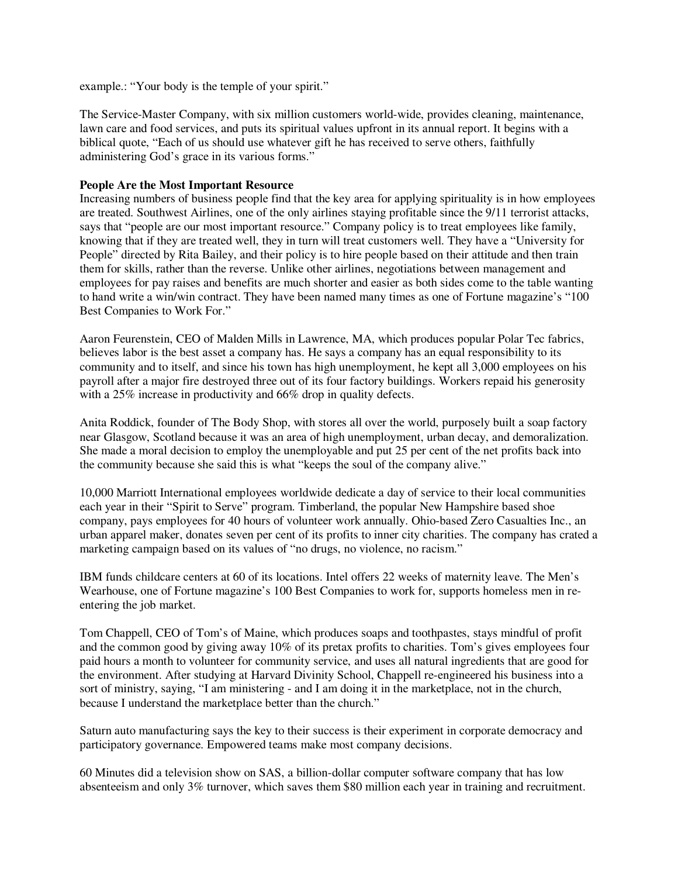example.: "Your body is the temple of your spirit."

The Service-Master Company, with six million customers world-wide, provides cleaning, maintenance, lawn care and food services, and puts its spiritual values upfront in its annual report. It begins with a biblical quote, "Each of us should use whatever gift he has received to serve others, faithfully administering God's grace in its various forms."

**People Are the Most Important Resource**

Increasing numbers of business people find that the key area for applying spirituality is in how employees are treated. Southwest Airlines, one of the only airlines staying profitable since the 9/11 terrorist attacks, says that "people are our most important resource." Company policy is to treat employees like family, knowing that if they are treated well, they in turn will treat customers well. They have a "University for People" directed by Rita Bailey, and their policy is to hire people based on their attitude and then train them for skills, rather than the reverse. Unlike other airlines, negotiations between management and employees for pay raises and benefits are much shorter and easier as both sides come to the table wanting to hand write a win/win contract. They have been named many times as one of Fortune magazine's "100 Best Companies to Work For."

Aaron Feurenstein, CEO of Malden Mills in Lawrence, MA, which produces popular Polar Tec fabrics, believes labor is the best asset a company has. He says a company has an equal responsibility to its community and to itself, and since his town has high unemployment, he kept all 3,000 employees on his payroll after a major fire destroyed three out of its four factory buildings. Workers repaid his generosity with a 25% increase in productivity and 66% drop in quality defects.

Anita Roddick, founder of The Body Shop, with stores all over the world, purposely built a soap factory near Glasgow, Scotland because it was an area of high unemployment, urban decay, and demoralization. She made a moral decision to employ the unemployable and put 25 per cent of the net profits back into the community because she said this is what "keeps the soul of the company alive."

10,000 Marriott International employees worldwide dedicate a day of service to their local communities each year in their "Spirit to Serve" program. Timberland, the popular New Hampshire based shoe company, pays employees for 40 hours of volunteer work annually. Ohio-based Zero Casualties Inc., an urban apparel maker, donates seven per cent of its profits to inner city charities. The company has crated a marketing campaign based on its values of "no drugs, no violence, no racism."

IBM funds childcare centers at 60 of its locations. Intel offers 22 weeks of maternity leave. The Men's Wearhouse, one of Fortune magazine's 100 Best Companies to work for, supports homeless men in re-entering the job market.

Tom Chappell, CEO of Tom's of Maine, which produces soaps and toothpastes, stays mindful of profit and the common good by giving away 10% of its pretax profits to charities. Tom's gives employees four paid hours a month to volunteer for community service, and uses all natural ingredients that are good for the environment. After studying at Harvard Divinity School, Chappell re-engineered his business into a sort of ministry, saying, "I am ministering - and I am doing it in the marketplace, not in the church, because I understand the marketplace better than the church."

Saturn auto manufacturing says the key to their success is their experiment in corporate democracy and participatory governance. Empowered teams make most company decisions.

60 Minutes did a television show on SAS, a billion-dollar computer software company that has low absenteeism and only 3% turnover, which saves them $80 million each year in training and recruitment.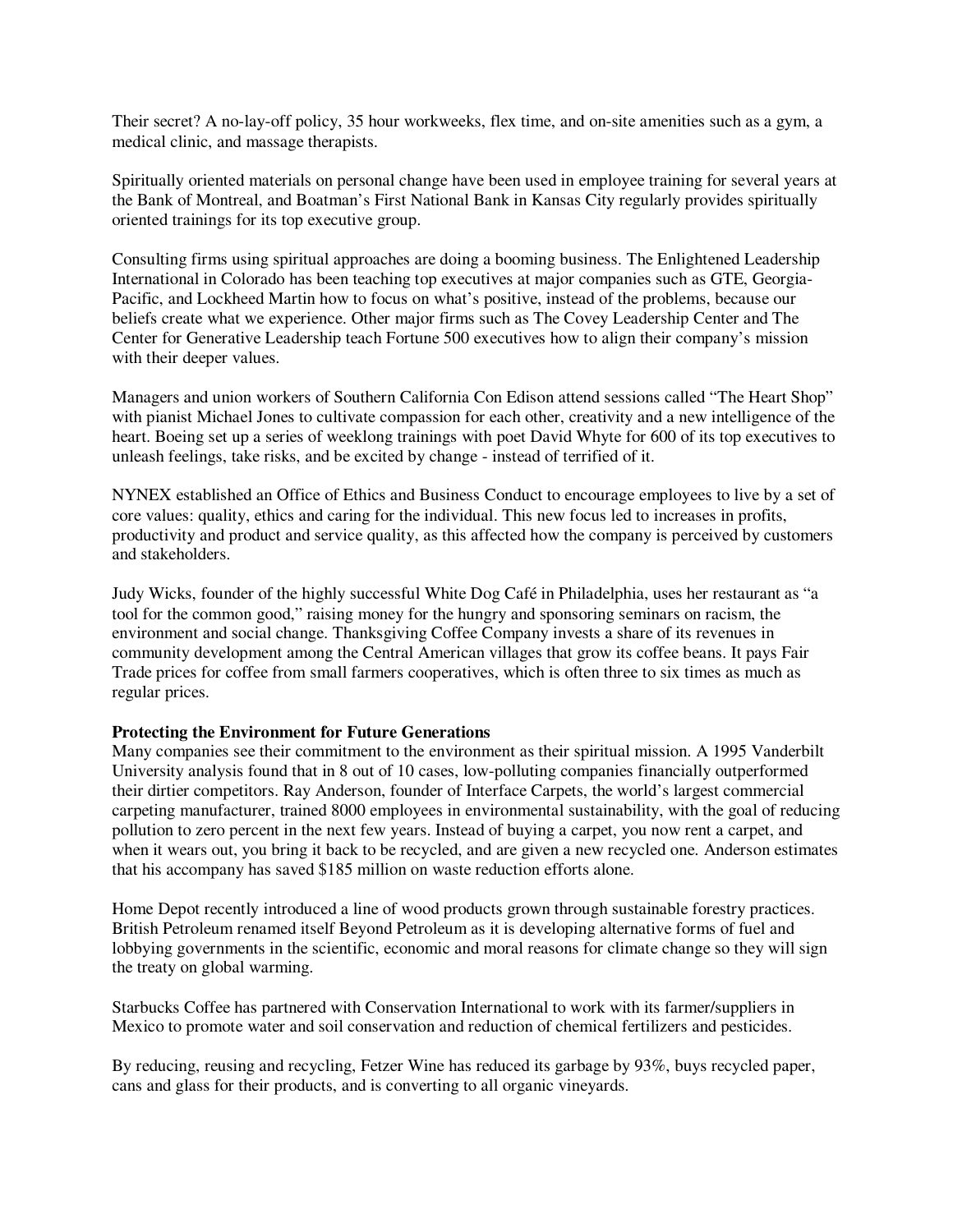Their secret? A no-lay-off policy, 35 hour workweeks, flex time, and on-site amenities such as a gym, a medical clinic, and massage therapists.

Spiritually oriented materials on personal change have been used in employee training for several years at the Bank of Montreal, and Boatman's First National Bank in Kansas City regularly provides spiritually oriented trainings for its top executive group.

Consulting firms using spiritual approaches are doing a booming business. The Enlightened Leadership International in Colorado has been teaching top executives at major companies such as GTE, Georgia-Pacific, and Lockheed Martin how to focus on what's positive, instead of the problems, because our beliefs create what we experience. Other major firms such as The Covey Leadership Center and The Center for Generative Leadership teach Fortune 500 executives how to align their company's mission with their deeper values.

Managers and union workers of Southern California Con Edison attend sessions called "The Heart Shop" with pianist Michael Jones to cultivate compassion for each other, creativity and a new intelligence of the heart. Boeing set up a series of weeklong trainings with poet David Whyte for 600 of its top executives to unleash feelings, take risks, and be excited by change - instead of terrified of it.

NYNEX established an Office of Ethics and Business Conduct to encourage employees to live by a set of core values: quality, ethics and caring for the individual. This new focus led to increases in profits, productivity and product and service quality, as this affected how the company is perceived by customers and stakeholders.

Judy Wicks, founder of the highly successful White Dog Café in Philadelphia, uses her restaurant as "a tool for the common good," raising money for the hungry and sponsoring seminars on racism, the environment and social change. Thanksgiving Coffee Company invests a share of its revenues in community development among the Central American villages that grow its coffee beans. It pays Fair Trade prices for coffee from small farmers cooperatives, which is often three to six times as much as regular prices.

**Protecting the Environment for Future Generations**

Many companies see their commitment to the environment as their spiritual mission. A 1995 Vanderbilt University analysis found that in 8 out of 10 cases, low-polluting companies financially outperformed their dirtier competitors. Ray Anderson, founder of Interface Carpets, the world's largest commercial carpeting manufacturer, trained 8000 employees in environmental sustainability, with the goal of reducing pollution to zero percent in the next few years. Instead of buying a carpet, you now rent a carpet, and when it wears out, you bring it back to be recycled, and are given a new recycled one. Anderson estimates that his accompany has saved $185 million on waste reduction efforts alone.

Home Depot recently introduced a line of wood products grown through sustainable forestry practices. British Petroleum renamed itself Beyond Petroleum as it is developing alternative forms of fuel and lobbying governments in the scientific, economic and moral reasons for climate change so they will sign the treaty on global warming.

Starbucks Coffee has partnered with Conservation International to work with its farmer/suppliers in Mexico to promote water and soil conservation and reduction of chemical fertilizers and pesticides.

By reducing, reusing and recycling, Fetzer Wine has reduced its garbage by 93%, buys recycled paper, cans and glass for their products, and is converting to all organic vineyards.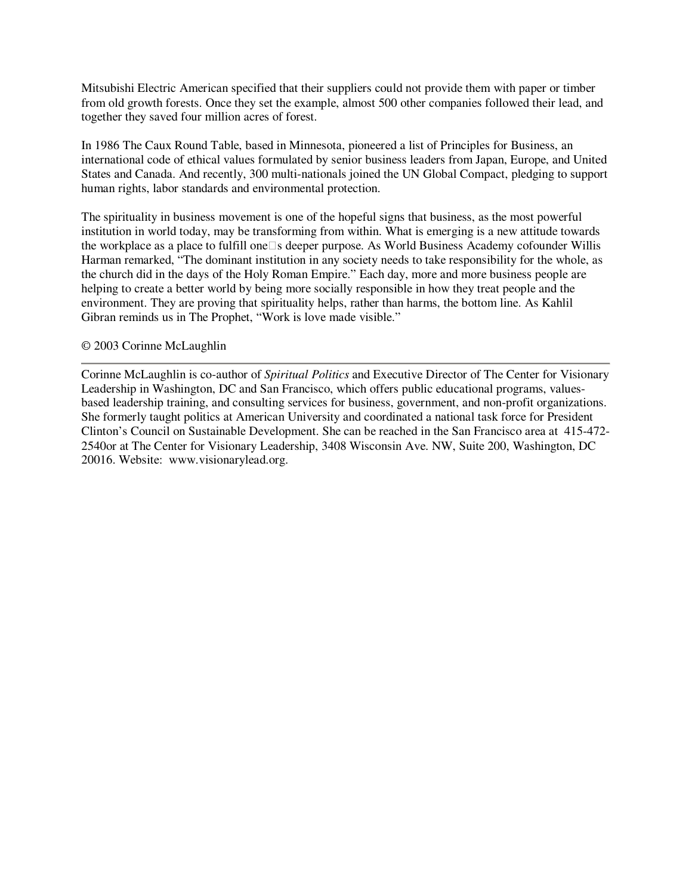Mitsubishi Electric American specified that their suppliers could not provide them with paper or timber from old growth forests. Once they set the example, almost 500 other companies followed their lead, and together they saved four million acres of forest.

In 1986 The Caux Round Table, based in Minnesota, pioneered a list of Principles for Business, an international code of ethical values formulated by senior business leaders from Japan, Europe, and United States and Canada. And recently, 300 multi-nationals joined the UN Global Compact, pledging to support human rights, labor standards and environmental protection.

The spirituality in business movement is one of the hopeful signs that business, as the most powerful institution in world today, may be transforming from within. What is emerging is a new attitude towards the workplace as a place to fulfill one□s deeper purpose. As World Business Academy cofounder Willis Harman remarked, "The dominant institution in any society needs to take responsibility for the whole, as the church did in the days of the Holy Roman Empire." Each day, more and more business people are helping to create a better world by being more socially responsible in how they treat people and the environment. They are proving that spirituality helps, rather than harms, the bottom line. As Kahlil Gibran reminds us in The Prophet, "Work is love made visible."

© 2003 Corinne McLaughlin

---

Corinne McLaughlin is co-author of *Spiritual Politics* and Executive Director of The Center for Visionary Leadership in Washington, DC and San Francisco, which offers public educational programs, values-based leadership training, and consulting services for business, government, and non-profit organizations. She formerly taught politics at American University and coordinated a national task force for President Clinton's Council on Sustainable Development. She can be reached in the San Francisco area at 415-472-2540or at The Center for Visionary Leadership, 3408 Wisconsin Ave. NW, Suite 200, Washington, DC 20016. Website: www.visionarylead.org.